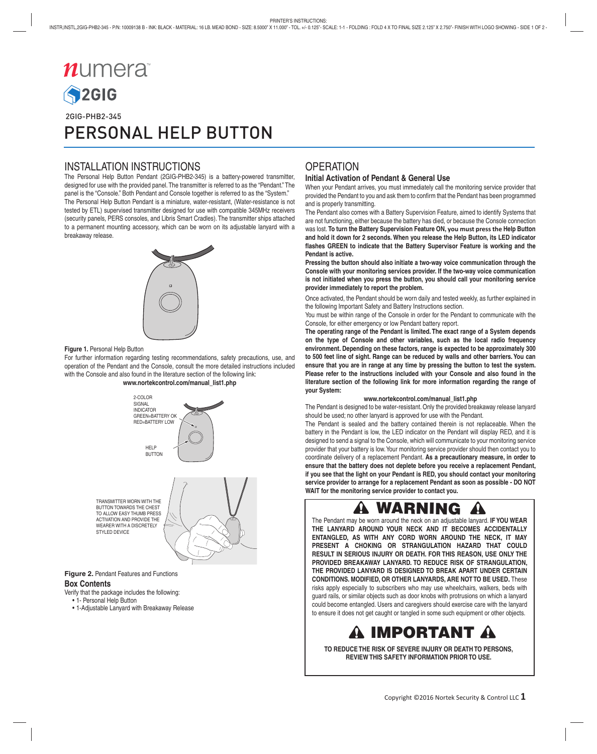numera

2GIG

2GIG-PHB2-345

# PERSONAL HELP BUTTON

## INSTALLATION INSTRUCTIONS

The Personal Help Button Pendant (2GIG-PHB2-345) is a battery-powered transmitter, designed for use with the provided panel. The transmitter is referred to as the "Pendant." The panel is the "Console." Both Pendant and Console together is referred to as the "System."

The Personal Help Button Pendant is a miniature, water-resistant, (Water-resistance is not tested by ETL) supervised transmitter designed for use with compatible 345MHz receivers (security panels, PERS consoles, and Libris Smart Cradles). The transmitter ships attached to a permanent mounting accessory, which can be worn on its adjustable lanyard with a breakaway release.

**Figure 1.** Personal Help Button

For further information regarding testing recommendations, safety precautions, use, and operation of the Pendant and the Console, consult the more detailed instructions included with the Console and also found in the literature section of the following link:

**www.nortekcontrol.com/manual_list1.php**

2-COLOR SIGNAL INDICATOR GREEN=BATTERY OK RED=BATTERY LOW

HELP BUTTON

TRANSMITTER WORN WITH THE BUTTON TOWARDS THE CHEST TO ALLOW EASY THUMB PRESS ACTIVATION AND PROVIDE THE WEARER WITH A DISCRETELY STYLED DEVICE

**Figure 2.** Pendant Features and Functions

### Box Contents

Verify that the package includes the following:

- 1- Personal Help Button
- 1-Adjustable Lanyard with Breakaway Release

## OPERATION

### Initial Activation of Pendant & General Use

When your Pendant arrives, you must immediately call the monitoring service provider that provided the Pendant to you and ask them to confirm that the Pendant has been programmed and is properly transmitting.

The Pendant also comes with a Battery Supervision Feature, aimed to identify Systems that are not functioning, either because the battery has died, or because the Console connection was lost. **To turn the Battery Supervision Feature ON, you must press the Help Button and hold it down for 2 seconds. When you release the Help Button, its LED indicator flashes GREEN to indicate that the Battery Supervisor Feature is working and the Pendant is active.**

**Pressing the button should also initiate a two-way voice communication through the Console with your monitoring services provider. If the two-way voice communication is not initiated when you press the button, you should call your monitoring service provider immediately to report the problem.**

Once activated, the Pendant should be worn daily and tested weekly, as further explained in the following Important Safety and Battery Instructions section.

You must be within range of the Console in order for the Pendant to communicate with the Console, for either emergency or low Pendant battery report.

**The operating range of the Pendant is limited. The exact range of a System depends on the type of Console and other variables, such as the local radio frequency environment. Depending on these factors, range is expected to be approximately 300 to 500 feet line of sight. Range can be reduced by walls and other barriers. You can ensure that you are in range at any time by pressing the button to test the system. Please refer to the instructions included with your Console and also found in the literature section of the following link for more information regarding the range of your System:**

**www.nortekcontrol.com/manual_list1.php**

The Pendant is designed to be water-resistant. Only the provided breakaway release lanyard should be used; no other lanyard is approved for use with the Pendant.

The Pendant is sealed and the battery contained therein is not replaceable. When the battery in the Pendant is low, the LED indicator on the Pendant will display RED, and it is designed to send a signal to the Console, which will communicate to your monitoring service provider that your battery is low. Your monitoring service provider should then contact you to coordinate delivery of a replacement Pendant. **As a precautionary measure, in order to ensure that the battery does not deplete before you receive a replacement Pendant, if you see that the light on your Pendant is RED, you should contact your monitoring service provider to arrange for a replacement Pendant as soon as possible - DO NOT WAIT for the monitoring service provider to contact you.**

### ⚠ WARNING ⚠

The Pendant may be worn around the neck on an adjustable lanyard. **IF YOU WEAR THE LANYARD AROUND YOUR NECK AND IT BECOMES ACCIDENTALLY ENTANGLED, AS WITH ANY CORD WORN AROUND THE NECK, IT MAY PRESENT A CHOKING OR STRANGULATION HAZARD THAT COULD RESULT IN SERIOUS INJURY OR DEATH. FOR THIS REASON, USE ONLY THE PROVIDED BREAKAWAY LANYARD. TO REDUCE RISK OF STRANGULATION, THE PROVIDED LANYARD IS DESIGNED TO BREAK APART UNDER CERTAIN CONDITIONS. MODIFIED, OR OTHER LANYARDS, ARE NOT TO BE USED.** These risks apply especially to subscribers who may use wheelchairs, walkers, beds with guard rails, or similar objects such as door knobs with protrusions on which a lanyard could become entangled. Users and caregivers should exercise care with the lanyard to ensure it does not get caught or tangled in some such equipment or other objects.

### ⚠ IMPORTANT ⚠

**TO REDUCE THE RISK OF SEVERE INJURY OR DEATH TO PERSONS, REVIEW THIS SAFETY INFORMATION PRIOR TO USE.**

Copyright ©2016 Nortek Security & Control LLC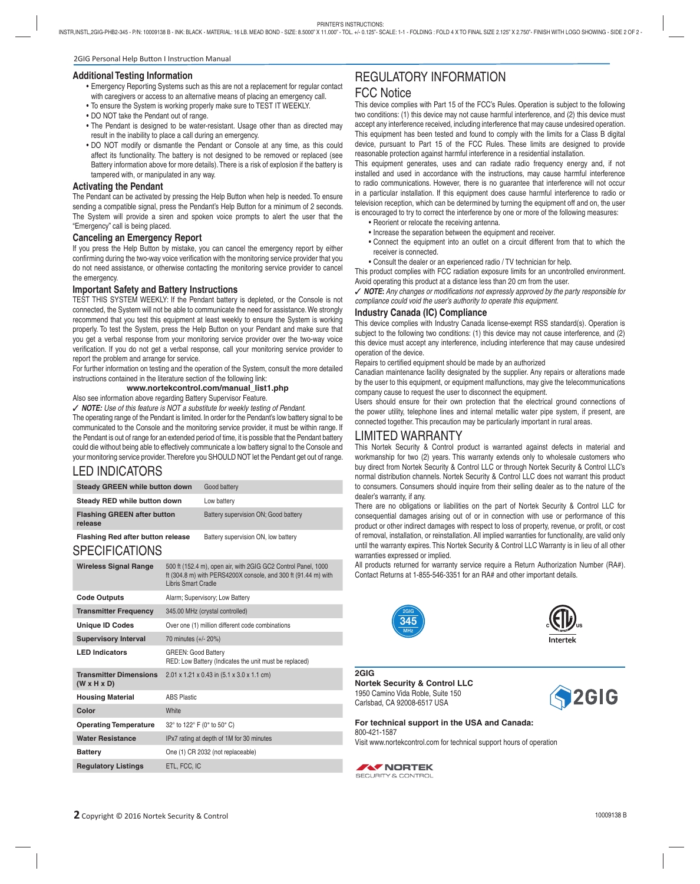## Additional Testing Information

- Emergency Reporting Systems such as this are not a replacement for regular contact with caregivers or access to an alternative means of placing an emergency call.
- To ensure the System is working properly make sure to TEST IT WEEKLY.
- DO NOT take the Pendant out of range.
- The Pendant is designed to be water-resistant. Usage other than as directed may result in the inability to place a call during an emergency.
- DO NOT modify or dismantle the Pendant or Console at any time, as this could affect its functionality. The battery is not designed to be removed or replaced (see Battery information above for more details). There is a risk of explosion if the battery is tampered with, or manipulated in any way.

## Activating the Pendant

The Pendant can be activated by pressing the Help Button when help is needed. To ensure sending a compatible signal, press the Pendant's Help Button for a minimum of 2 seconds. The System will provide a siren and spoken voice prompts to alert the user that the "Emergency" call is being placed.

## Canceling an Emergency Report

If you press the Help Button by mistake, you can cancel the emergency report by either confirming during the two-way voice verification with the monitoring service provider that you do not need assistance, or otherwise contacting the monitoring service provider to cancel the emergency.

## Important Safety and Battery Instructions

TEST THIS SYSTEM WEEKLY: If the Pendant battery is depleted, or the Console is not connected, the System will not be able to communicate the need for assistance. We strongly recommend that you test this equipment at least weekly to ensure the System is working properly. To test the System, press the Help Button on your Pendant and make sure that you get a verbal response from your monitoring service provider over the two-way voice verification. If you do not get a verbal response, call your monitoring service provider to report the problem and arrange for service.

For further information on testing and the operation of the System, consult the more detailed instructions contained in the literature section of the following link:

**www.nortekcontrol.com/manual_list1.php**

Also see information above regarding Battery Supervisor Feature.

✓ ***NOTE:*** *Use of this feature is NOT a substitute for weekly testing of Pendant.*

The operating range of the Pendant is limited. In order for the Pendant's low battery signal to be communicated to the Console and the monitoring service provider, it must be within range. If the Pendant is out of range for an extended period of time, it is possible that the Pendant battery could die without being able to effectively communicate a low battery signal to the Console and your monitoring service provider. Therefore you SHOULD NOT let the Pendant get out of range.

# LED INDICATORS

| | |
|---|---|
| **Steady GREEN while button down** | Good battery |
| **Steady RED while button down** | Low battery |
| **Flashing GREEN after button release** | Battery supervision ON; Good battery |
| **Flashing Red after button release** | Battery supervision ON, low battery |

# SPECIFICATIONS

| | |
|---|---|
| **Wireless Signal Range** | 500 ft (152.4 m), open air, with 2GIG GC2 Control Panel, 1000 ft (304.8 m) with PERS4200X console, and 300 ft (91.44 m) with Libris Smart Cradle |
| **Code Outputs** | Alarm; Supervisory; Low Battery |
| **Transmitter Frequency** | 345.00 MHz (crystal controlled) |
| **Unique ID Codes** | Over one (1) million different code combinations |
| **Supervisory Interval** | 70 minutes (+/- 20%) |
| **LED Indicators** | GREEN: Good Battery<br>RED: Low Battery (Indicates the unit must be replaced) |
| **Transmitter Dimensions (W x H x D)** | 2.01 x 1.21 x 0.43 in (5.1 x 3.0 x 1.1 cm) |
| **Housing Material** | ABS Plastic |
| **Color** | White |
| **Operating Temperature** | 32° to 122° F (0° to 50° C) |
| **Water Resistance** | IPx7 rating at depth of 1M for 30 minutes |
| **Battery** | One (1) CR 2032 (not replaceable) |
| **Regulatory Listings** | ETL, FCC, IC |

# REGULATORY INFORMATION

# FCC Notice

This device complies with Part 15 of the FCC's Rules. Operation is subject to the following two conditions: (1) this device may not cause harmful interference, and (2) this device must accept any interference received, including interference that may cause undesired operation. This equipment has been tested and found to comply with the limits for a Class B digital device, pursuant to Part 15 of the FCC Rules. These limits are designed to provide reasonable protection against harmful interference in a residential installation.

This equipment generates, uses and can radiate radio frequency energy and, if not installed and used in accordance with the instructions, may cause harmful interference to radio communications. However, there is no guarantee that interference will not occur in a particular installation. If this equipment does cause harmful interference to radio or television reception, which can be determined by turning the equipment off and on, the user is encouraged to try to correct the interference by one or more of the following measures:

- Reorient or relocate the receiving antenna.
- Increase the separation between the equipment and receiver.
- Connect the equipment into an outlet on a circuit different from that to which the receiver is connected.
- Consult the dealer or an experienced radio / TV technician for help.

This product complies with FCC radiation exposure limits for an uncontrolled environment. Avoid operating this product at a distance less than 20 cm from the user.

✓ ***NOTE:*** *Any changes or modifications not expressly approved by the party responsible for compliance could void the user's authority to operate this equipment.*

## Industry Canada (IC) Compliance

This device complies with Industry Canada license-exempt RSS standard(s). Operation is subject to the following two conditions: (1) this device may not cause interference, and (2) this device must accept any interference, including interference that may cause undesired operation of the device.

Repairs to certified equipment should be made by an authorized

Canadian maintenance facility designated by the supplier. Any repairs or alterations made by the user to this equipment, or equipment malfunctions, may give the telecommunications company cause to request the user to disconnect the equipment.

Users should ensure for their own protection that the electrical ground connections of the power utility, telephone lines and internal metallic water pipe system, if present, are connected together. This precaution may be particularly important in rural areas.

# LIMITED WARRANTY

This Nortek Security & Control product is warranted against defects in material and workmanship for two (2) years. This warranty extends only to wholesale customers who buy direct from Nortek Security & Control LLC or through Nortek Security & Control LLC's normal distribution channels. Nortek Security & Control LLC does not warrant this product to consumers. Consumers should inquire from their selling dealer as to the nature of the dealer's warranty, if any.

There are no obligations or liabilities on the part of Nortek Security & Control LLC for consequential damages arising out of or in connection with use or performance of this product or other indirect damages with respect to loss of property, revenue, or profit, or cost of removal, installation, or reinstallation. All implied warranties for functionality, are valid only until the warranty expires. This Nortek Security & Control LLC Warranty is in lieu of all other warranties expressed or implied.

All products returned for warranty service require a Return Authorization Number (RA#). Contact Returns at 1-855-546-3351 for an RA# and other important details.

2GIG 345 MHz

Intertek

**2GIG**
**Nortek Security & Control LLC**
1950 Camino Vida Roble, Suite 150
Carlsbad, CA 92008-6517 USA

**For technical support in the USA and Canada:**
800-421-1587
Visit www.nortekcontrol.com for technical support hours of operation

NORTEK SECURITY & CONTROL

Copyright © 2016 Nortek Security & Control

10009138 B